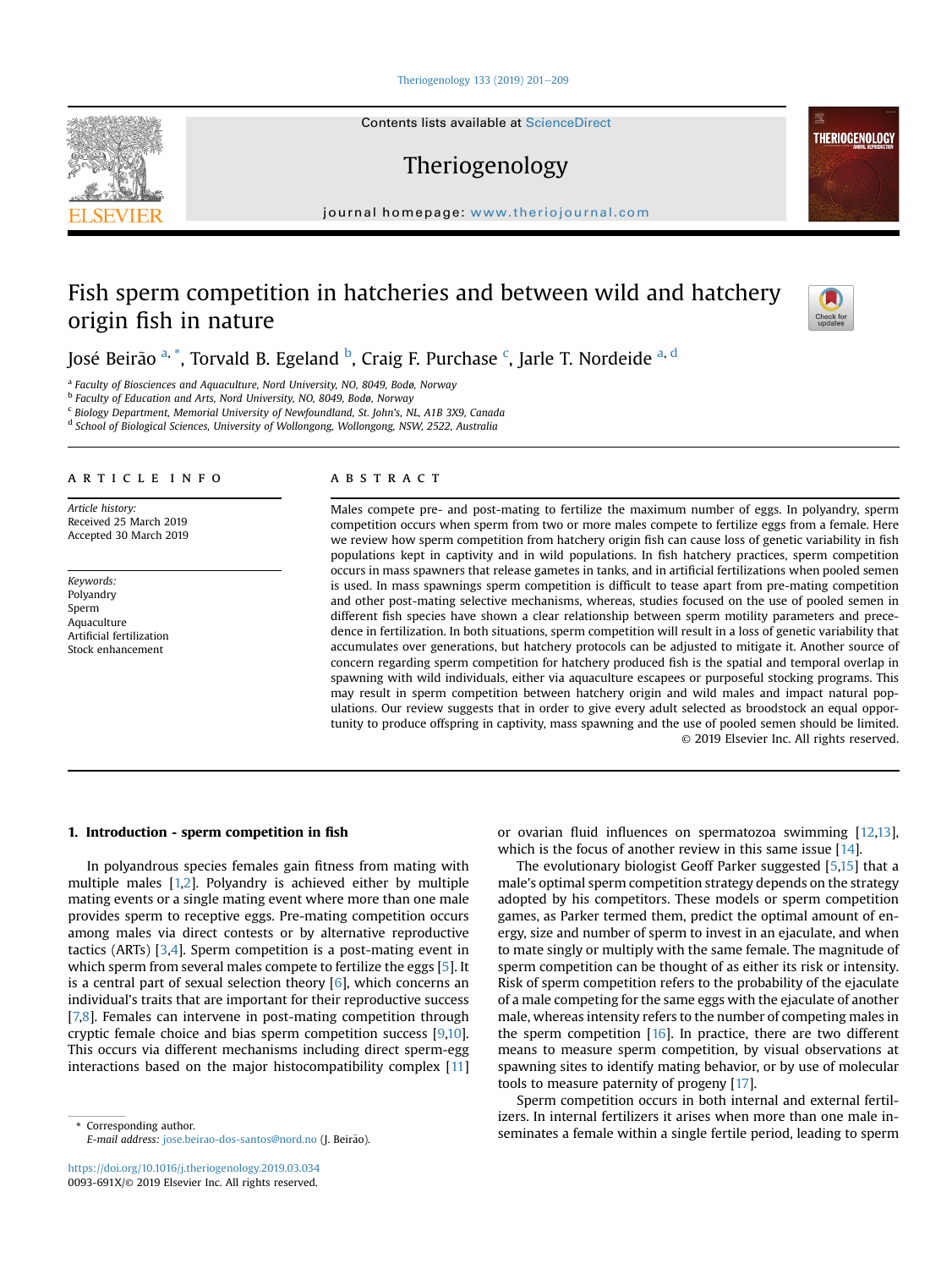# Fish sperm competition in hatcheries and between wild and hatchery origin fish in nature

José Beirão [a,*], Torvald B. Egeland [b], Craig F. Purchase [c], Jarle T. Nordeide [a,d]

[a] Faculty of Biosciences and Aquaculture, Nord University, NO, 8049, Bodø, Norway
[b] Faculty of Education and Arts, Nord University, NO, 8049, Bodø, Norway
[c] Biology Department, Memorial University of Newfoundland, St. John's, NL, A1B 3X9, Canada
[d] School of Biological Sciences, University of Wollongong, Wollongong, NSW, 2522, Australia

## ARTICLE INFO

*Article history:*
Received 25 March 2019
Accepted 30 March 2019

*Keywords:*
Polyandry
Sperm
Aquaculture
Artificial fertilization
Stock enhancement

## ABSTRACT

Males compete pre- and post-mating to fertilize the maximum number of eggs. In polyandry, sperm competition occurs when sperm from two or more males compete to fertilize eggs from a female. Here we review how sperm competition from hatchery origin fish can cause loss of genetic variability in fish populations kept in captivity and in wild populations. In fish hatchery practices, sperm competition occurs in mass spawners that release gametes in tanks, and in artificial fertilizations when pooled semen is used. In mass spawnings sperm competition is difficult to tease apart from pre-mating competition and other post-mating selective mechanisms, whereas, studies focused on the use of pooled semen in different fish species have shown a clear relationship between sperm motility parameters and precedence in fertilization. In both situations, sperm competition will result in a loss of genetic variability that accumulates over generations, but hatchery protocols can be adjusted to mitigate it. Another source of concern regarding sperm competition for hatchery produced fish is the spatial and temporal overlap in spawning with wild individuals, either via aquaculture escapees or purposeful stocking programs. This may result in sperm competition between hatchery origin and wild males and impact natural populations. Our review suggests that in order to give every adult selected as broodstock an equal opportunity to produce offspring in captivity, mass spawning and the use of pooled semen should be limited.

© 2019 Elsevier Inc. All rights reserved.

## 1. Introduction - sperm competition in fish

In polyandrous species females gain fitness from mating with multiple males [1,2]. Polyandry is achieved either by multiple mating events or a single mating event where more than one male provides sperm to receptive eggs. Pre-mating competition occurs among males via direct contests or by alternative reproductive tactics (ARTs) [3,4]. Sperm competition is a post-mating event in which sperm from several males compete to fertilize the eggs [5]. It is a central part of sexual selection theory [6], which concerns an individual's traits that are important for their reproductive success [7,8]. Females can intervene in post-mating competition through cryptic female choice and bias sperm competition success [9,10]. This occurs via different mechanisms including direct sperm-egg interactions based on the major histocompatibility complex [11] or ovarian fluid influences on spermatozoa swimming [12,13], which is the focus of another review in this same issue [14].

The evolutionary biologist Geoff Parker suggested [5,15] that a male's optimal sperm competition strategy depends on the strategy adopted by his competitors. These models or sperm competition games, as Parker termed them, predict the optimal amount of energy, size and number of sperm to invest in an ejaculate, and when to mate singly or multiply with the same female. The magnitude of sperm competition can be thought of as either its risk or intensity. Risk of sperm competition refers to the probability of the ejaculate of a male competing for the same eggs with the ejaculate of another male, whereas intensity refers to the number of competing males in the sperm competition [16]. In practice, there are two different means to measure sperm competition, by visual observations at spawning sites to identify mating behavior, or by use of molecular tools to measure paternity of progeny [17].

Sperm competition occurs in both internal and external fertilizers. In internal fertilizers it arises when more than one male inseminates a female within a single fertile period, leading to sperm

* Corresponding author.
*E-mail address:* jose.beirao-dos-santos@nord.no (J. Beirão).

https://doi.org/10.1016/j.theriogenology.2019.03.034
0093-691X/© 2019 Elsevier Inc. All rights reserved.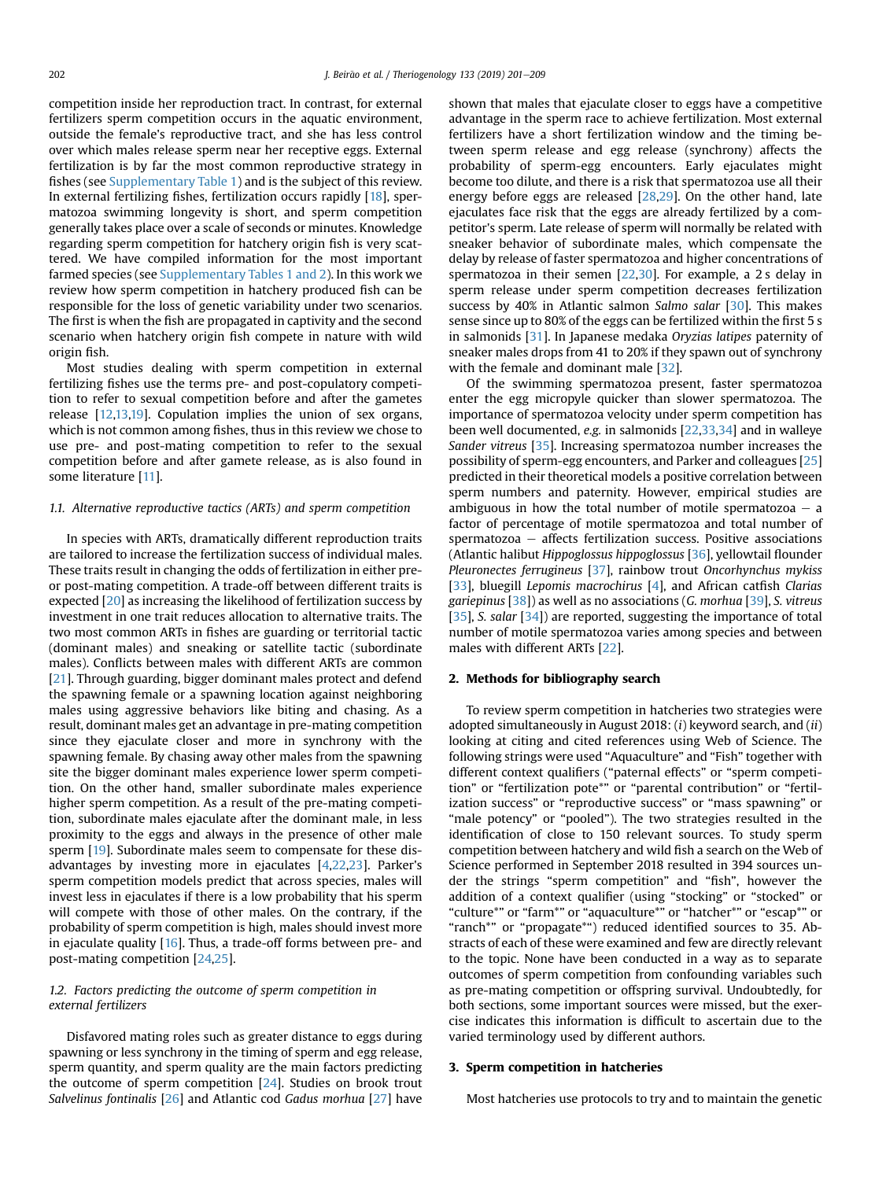competition inside her reproduction tract. In contrast, for external fertilizers sperm competition occurs in the aquatic environment, outside the female's reproductive tract, and she has less control over which males release sperm near her receptive eggs. External fertilization is by far the most common reproductive strategy in fishes (see Supplementary Table 1) and is the subject of this review. In external fertilizing fishes, fertilization occurs rapidly [18], spermatozoa swimming longevity is short, and sperm competition generally takes place over a scale of seconds or minutes. Knowledge regarding sperm competition for hatchery origin fish is very scattered. We have compiled information for the most important farmed species (see Supplementary Tables 1 and 2). In this work we review how sperm competition in hatchery produced fish can be responsible for the loss of genetic variability under two scenarios. The first is when the fish are propagated in captivity and the second scenario when hatchery origin fish compete in nature with wild origin fish.

Most studies dealing with sperm competition in external fertilizing fishes use the terms pre- and post-copulatory competition to refer to sexual competition before and after the gametes release [12,13,19]. Copulation implies the union of sex organs, which is not common among fishes, thus in this review we chose to use pre- and post-mating competition to refer to the sexual competition before and after gamete release, as is also found in some literature [11].

### 1.1. Alternative reproductive tactics (ARTs) and sperm competition

In species with ARTs, dramatically different reproduction traits are tailored to increase the fertilization success of individual males. These traits result in changing the odds of fertilization in either pre- or post-mating competition. A trade-off between different traits is expected [20] as increasing the likelihood of fertilization success by investment in one trait reduces allocation to alternative traits. The two most common ARTs in fishes are guarding or territorial tactic (dominant males) and sneaking or satellite tactic (subordinate males). Conflicts between males with different ARTs are common [21]. Through guarding, bigger dominant males protect and defend the spawning female or a spawning location against neighboring males using aggressive behaviors like biting and chasing. As a result, dominant males get an advantage in pre-mating competition since they ejaculate closer and more in synchrony with the spawning female. By chasing away other males from the spawning site the bigger dominant males experience lower sperm competition. On the other hand, smaller subordinate males experience higher sperm competition. As a result of the pre-mating competition, subordinate males ejaculate after the dominant male, in less proximity to the eggs and always in the presence of other male sperm [19]. Subordinate males seem to compensate for these disadvantages by investing more in ejaculates [4,22,23]. Parker's sperm competition models predict that across species, males will invest less in ejaculates if there is a low probability that his sperm will compete with those of other males. On the contrary, if the probability of sperm competition is high, males should invest more in ejaculate quality [16]. Thus, a trade-off forms between pre- and post-mating competition [24,25].

### 1.2. Factors predicting the outcome of sperm competition in external fertilizers

Disfavored mating roles such as greater distance to eggs during spawning or less synchrony in the timing of sperm and egg release, sperm quantity, and sperm quality are the main factors predicting the outcome of sperm competition [24]. Studies on brook trout *Salvelinus fontinalis* [26] and Atlantic cod *Gadus morhua* [27] have shown that males that ejaculate closer to eggs have a competitive advantage in the sperm race to achieve fertilization. Most external fertilizers have a short fertilization window and the timing between sperm release and egg release (synchrony) affects the probability of sperm-egg encounters. Early ejaculates might become too dilute, and there is a risk that spermatozoa use all their energy before eggs are released [28,29]. On the other hand, late ejaculates face risk that the eggs are already fertilized by a competitor's sperm. Late release of sperm will normally be related with sneaker behavior of subordinate males, which compensate the delay by release of faster spermatozoa and higher concentrations of spermatozoa in their semen [22,30]. For example, a 2 s delay in sperm release under sperm competition decreases fertilization success by 40% in Atlantic salmon *Salmo salar* [30]. This makes sense since up to 80% of the eggs can be fertilized within the first 5 s in salmonids [31]. In Japanese medaka *Oryzias latipes* paternity of sneaker males drops from 41 to 20% if they spawn out of synchrony with the female and dominant male [32].

Of the swimming spermatozoa present, faster spermatozoa enter the egg micropyle quicker than slower spermatozoa. The importance of spermatozoa velocity under sperm competition has been well documented, *e.g.* in salmonids [22,33,34] and in walleye *Sander vitreus* [35]. Increasing spermatozoa number increases the possibility of sperm-egg encounters, and Parker and colleagues [25] predicted in their theoretical models a positive correlation between sperm numbers and paternity. However, empirical studies are ambiguous in how the total number of motile spermatozoa – a factor of percentage of motile spermatozoa and total number of spermatozoa – affects fertilization success. Positive associations (Atlantic halibut *Hippoglossus hippoglossus* [36], yellowtail flounder *Pleuronectes ferrugineus* [37], rainbow trout *Oncorhynchus mykiss* [33], bluegill *Lepomis macrochirus* [4], and African catfish *Clarias gariepinus* [38]) as well as no associations (*G. morhua* [39], *S. vitreus* [35], *S. salar* [34]) are reported, suggesting the importance of total number of motile spermatozoa varies among species and between males with different ARTs [22].

## 2. Methods for bibliography search

To review sperm competition in hatcheries two strategies were adopted simultaneously in August 2018: (*i*) keyword search, and (*ii*) looking at citing and cited references using Web of Science. The following strings were used "Aquaculture" and "Fish" together with different context qualifiers ("paternal effects" or "sperm competition" or "fertilization pote*" or "parental contribution" or "fertilization success" or "reproductive success" or "mass spawning" or "male potency" or "pooled"). The two strategies resulted in the identification of close to 150 relevant sources. To study sperm competition between hatchery and wild fish a search on the Web of Science performed in September 2018 resulted in 394 sources under the strings "sperm competition" and "fish", however the addition of a context qualifier (using "stocking" or "stocked" or "culture*" or "farm*" or "aquaculture*" or "hatcher*" or "escap*" or "ranch*" or "propagate*") reduced identified sources to 35. Abstracts of each of these were examined and few are directly relevant to the topic. None have been conducted in a way as to separate outcomes of sperm competition from confounding variables such as pre-mating competition or offspring survival. Undoubtedly, for both sections, some important sources were missed, but the exercise indicates this information is difficult to ascertain due to the varied terminology used by different authors.

## 3. Sperm competition in hatcheries

Most hatcheries use protocols to try and to maintain the genetic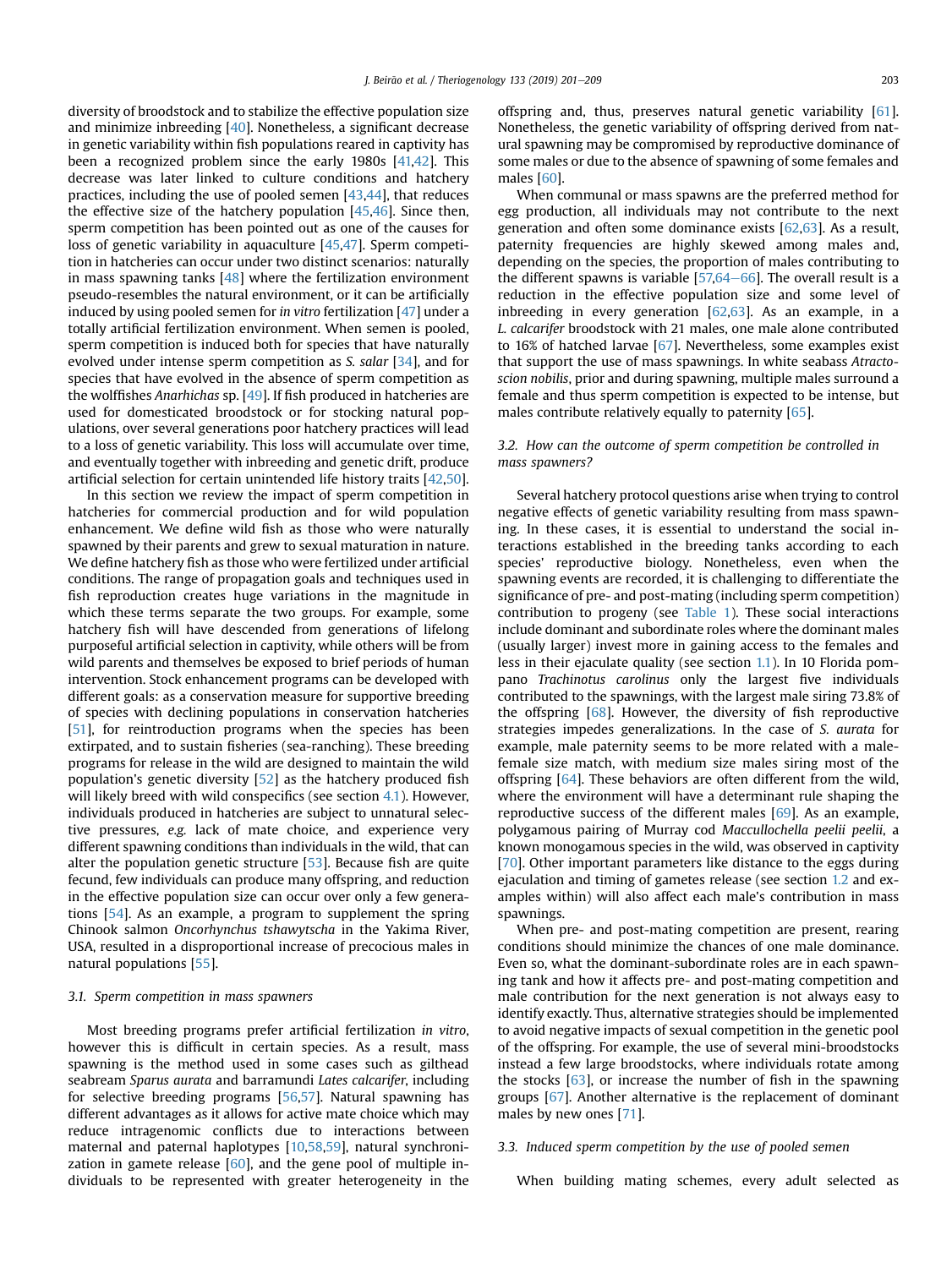diversity of broodstock and to stabilize the effective population size and minimize inbreeding [40]. Nonetheless, a significant decrease in genetic variability within fish populations reared in captivity has been a recognized problem since the early 1980s [41,42]. This decrease was later linked to culture conditions and hatchery practices, including the use of pooled semen [43,44], that reduces the effective size of the hatchery population [45,46]. Since then, sperm competition has been pointed out as one of the causes for loss of genetic variability in aquaculture [45,47]. Sperm competition in hatcheries can occur under two distinct scenarios: naturally in mass spawning tanks [48] where the fertilization environment pseudo-resembles the natural environment, or it can be artificially induced by using pooled semen for *in vitro* fertilization [47] under a totally artificial fertilization environment. When semen is pooled, sperm competition is induced both for species that have naturally evolved under intense sperm competition as *S. salar* [34], and for species that have evolved in the absence of sperm competition as the wolffishes *Anarhichas* sp. [49]. If fish produced in hatcheries are used for domesticated broodstock or for stocking natural populations, over several generations poor hatchery practices will lead to a loss of genetic variability. This loss will accumulate over time, and eventually together with inbreeding and genetic drift, produce artificial selection for certain unintended life history traits [42,50].

In this section we review the impact of sperm competition in hatcheries for commercial production and for wild population enhancement. We define wild fish as those who were naturally spawned by their parents and grew to sexual maturation in nature. We define hatchery fish as those who were fertilized under artificial conditions. The range of propagation goals and techniques used in fish reproduction creates huge variations in the magnitude in which these terms separate the two groups. For example, some hatchery fish will have descended from generations of lifelong purposeful artificial selection in captivity, while others will be from wild parents and themselves be exposed to brief periods of human intervention. Stock enhancement programs can be developed with different goals: as a conservation measure for supportive breeding of species with declining populations in conservation hatcheries [51], for reintroduction programs when the species has been extirpated, and to sustain fisheries (sea-ranching). These breeding programs for release in the wild are designed to maintain the wild population's genetic diversity [52] as the hatchery produced fish will likely breed with wild conspecifics (see section 4.1). However, individuals produced in hatcheries are subject to unnatural selective pressures, *e.g.* lack of mate choice, and experience very different spawning conditions than individuals in the wild, that can alter the population genetic structure [53]. Because fish are quite fecund, few individuals can produce many offspring, and reduction in the effective population size can occur over only a few generations [54]. As an example, a program to supplement the spring Chinook salmon *Oncorhynchus tshawytscha* in the Yakima River, USA, resulted in a disproportional increase of precocious males in natural populations [55].

### 3.1. Sperm competition in mass spawners

Most breeding programs prefer artificial fertilization *in vitro*, however this is difficult in certain species. As a result, mass spawning is the method used in some cases such as gilthead seabream *Sparus aurata* and barramundi *Lates calcarifer*, including for selective breeding programs [56,57]. Natural spawning has different advantages as it allows for active mate choice which may reduce intragenomic conflicts due to interactions between maternal and paternal haplotypes [10,58,59], natural synchronization in gamete release [60], and the gene pool of multiple individuals to be represented with greater heterogeneity in the offspring and, thus, preserves natural genetic variability [61]. Nonetheless, the genetic variability of offspring derived from natural spawning may be compromised by reproductive dominance of some males or due to the absence of spawning of some females and males [60].

When communal or mass spawns are the preferred method for egg production, all individuals may not contribute to the next generation and often some dominance exists [62,63]. As a result, paternity frequencies are highly skewed among males and, depending on the species, the proportion of males contributing to the different spawns is variable [57,64–66]. The overall result is a reduction in the effective population size and some level of inbreeding in every generation [62,63]. As an example, in a *L. calcarifer* broodstock with 21 males, one male alone contributed to 16% of hatched larvae [67]. Nevertheless, some examples exist that support the use of mass spawnings. In white seabass *Atractoscion nobilis*, prior and during spawning, multiple males surround a female and thus sperm competition is expected to be intense, but males contribute relatively equally to paternity [65].

### 3.2. How can the outcome of sperm competition be controlled in mass spawners?

Several hatchery protocol questions arise when trying to control negative effects of genetic variability resulting from mass spawning. In these cases, it is essential to understand the social interactions established in the breeding tanks according to each species' reproductive biology. Nonetheless, even when the spawning events are recorded, it is challenging to differentiate the significance of pre- and post-mating (including sperm competition) contribution to progeny (see Table 1). These social interactions include dominant and subordinate roles where the dominant males (usually larger) invest more in gaining access to the females and less in their ejaculate quality (see section 1.1). In 10 Florida pompano *Trachinotus carolinus* only the largest five individuals contributed to the spawnings, with the largest male siring 73.8% of the offspring [68]. However, the diversity of fish reproductive strategies impedes generalizations. In the case of *S. aurata* for example, male paternity seems to be more related with a male-female size match, with medium size males siring most of the offspring [64]. These behaviors are often different from the wild, where the environment will have a determinant rule shaping the reproductive success of the different males [69]. As an example, polygamous pairing of Murray cod *Maccullochella peelii peelii*, a known monogamous species in the wild, was observed in captivity [70]. Other important parameters like distance to the eggs during ejaculation and timing of gametes release (see section 1.2 and examples within) will also affect each male's contribution in mass spawnings.

When pre- and post-mating competition are present, rearing conditions should minimize the chances of one male dominance. Even so, what the dominant-subordinate roles are in each spawning tank and how it affects pre- and post-mating competition and male contribution for the next generation is not always easy to identify exactly. Thus, alternative strategies should be implemented to avoid negative impacts of sexual competition in the genetic pool of the offspring. For example, the use of several mini-broodstocks instead a few large broodstocks, where individuals rotate among the stocks [63], or increase the number of fish in the spawning groups [67]. Another alternative is the replacement of dominant males by new ones [71].

### 3.3. Induced sperm competition by the use of pooled semen

When building mating schemes, every adult selected as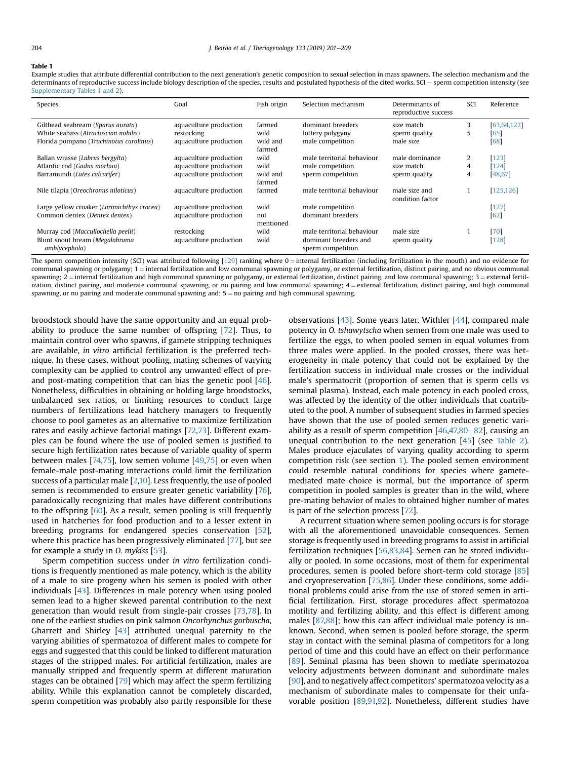**Table 1**
Example studies that attribute differential contribution to the next generation's genetic composition to sexual selection in mass spawners. The selection mechanism and the determinants of reproductive success include biology description of the species, results and postulated hypothesis of the cited works. SCI − sperm competition intensity (see Supplementary Tables 1 and 2).

| Species | Goal | Fish origin | Selection mechanism | Determinants of reproductive success | SCI | Reference |
|---|---|---|---|---|---|---|
| Gilthead seabream (*Sparus aurata*) | aquaculture production | farmed | dominant breeders | size match | 3 | [63,64,122] |
| White seabass (*Atractoscion nobilis*) | restocking | wild | lottery polygyny | sperm quality | 5 | [65] |
| Florida pompano (*Trachinotus carolinus*) | aquaculture production | wild and farmed | male competition | male size | | [68] |
| Ballan wrasse (*Labrus bergylta*) | aquaculture production | wild | male territorial behaviour | male dominance | 2 | [123] |
| Atlantic cod (*Gadus morhua*) | aquaculture production | wild | male competition | size match | 4 | [124] |
| Barramundi (*Lates calcarifer*) | aquaculture production | wild and farmed | sperm competition | sperm quality | 4 | [48,67] |
| Nile tilapia (*Oreochromis niloticus*) | aquaculture production | farmed | male territorial behaviour | male size and condition factor | 1 | [125,126] |
| Large yellow croaker (*Larimichthys crocea*) | aquaculture production | wild | male competition | | | [127] |
| Common dentex (*Dentex dentex*) | aquaculture production | not mentioned | dominant breeders | | | [62] |
| Murray cod (*Macculochella peelii*) | restocking | wild | male territorial behaviour | male size | 1 | [70] |
| Blunt snout bream (*Megalobrama amblycephala*) | aquaculture production | wild | dominant breeders and sperm competition | sperm quality | | [128] |

The sperm competition intensity (SCI) was attributed following [129] ranking where 0 = internal fertilization (including fertilization in the mouth) and no evidence for communal spawning or polygamy; 1 = internal fertilization and low communal spawning or polygamy, or external fertilization, distinct pairing, and no obvious communal spawning; 2 = internal fertilization and high communal spawning or polygamy, or external fertilization, distinct pairing, and low communal spawning; 3 = external fertilization, distinct pairing, and moderate communal spawning, or no pairing and low communal spawning; 4 = external fertilization, distinct pairing, and high communal spawning, or no pairing and moderate communal spawning and; 5 = no pairing and high communal spawning.

broodstock should have the same opportunity and an equal probability to produce the same number of offspring [72]. Thus, to maintain control over who spawns, if gamete stripping techniques are available, *in vitro* artificial fertilization is the preferred technique. In these cases, without pooling, mating schemes of varying complexity can be applied to control any unwanted effect of pre- and post-mating competition that can bias the genetic pool [46]. Nonetheless, difficulties in obtaining or holding large broodstocks, unbalanced sex ratios, or limiting resources to conduct large numbers of fertilizations lead hatchery managers to frequently choose to pool gametes as an alternative to maximize fertilization rates and easily achieve factorial matings [72,73]. Different examples can be found where the use of pooled semen is justified to secure high fertilization rates because of variable quality of sperm between males [74,75], low semen volume [49,75] or even when female-male post-mating interactions could limit the fertilization success of a particular male [2,10]. Less frequently, the use of pooled semen is recommended to ensure greater genetic variability [76], paradoxically recognizing that males have different contributions to the offspring [60]. As a result, semen pooling is still frequently used in hatcheries for food production and to a lesser extent in breeding programs for endangered species conservation [52], where this practice has been progressively eliminated [77], but see for example a study in *O. mykiss* [53].

Sperm competition success under *in vitro* fertilization conditions is frequently mentioned as male potency, which is the ability of a male to sire progeny when his semen is pooled with other individuals [43]. Differences in male potency when using pooled semen lead to a higher skewed parental contribution to the next generation than would result from single-pair crosses [73,78]. In one of the earliest studies on pink salmon *Oncorhynchus gorbuscha*, Gharrett and Shirley [43] attributed unequal paternity to the varying abilities of spermatozoa of different males to compete for eggs and suggested that this could be linked to different maturation stages of the stripped males. For artificial fertilization, males are manually stripped and frequently sperm at different maturation stages can be obtained [79] which may affect the sperm fertilizing ability. While this explanation cannot be completely discarded, sperm competition was probably also partly responsible for these observations [43]. Some years later, Withler [44], compared male potency in *O. tshawytscha* when semen from one male was used to fertilize the eggs, to when pooled semen in equal volumes from three males were applied. In the pooled crosses, there was heterogeneity in male potency that could not be explained by the fertilization success in individual male crosses or the individual male's spermatocrit (proportion of semen that is sperm cells vs seminal plasma). Instead, each male potency in each pooled cross, was affected by the identity of the other individuals that contributed to the pool. A number of subsequent studies in farmed species have shown that the use of pooled semen reduces genetic variability as a result of sperm competition [46,47,80–82], causing an unequal contribution to the next generation [45] (see Table 2). Males produce ejaculates of varying quality according to sperm competition risk (see section 1). The pooled semen environment could resemble natural conditions for species where gamete-mediated mate choice is normal, but the importance of sperm competition in pooled samples is greater than in the wild, where pre-mating behavior of males to obtained higher number of mates is part of the selection process [72].

A recurrent situation where semen pooling occurs is for storage with all the aforementioned unavoidable consequences. Semen storage is frequently used in breeding programs to assist in artificial fertilization techniques [56,83,84]. Semen can be stored individually or pooled. In some occasions, most of them for experimental procedures, semen is pooled before short-term cold storage [85] and cryopreservation [75,86]. Under these conditions, some additional problems could arise from the use of stored semen in artificial fertilization. First, storage procedures affect spermatozoa motility and fertilizing ability, and this effect is different among males [87,88]; how this can affect individual male potency is unknown. Second, when semen is pooled before storage, the sperm stay in contact with the seminal plasma of competitors for a long period of time and this could have an effect on their performance [89]. Seminal plasma has been shown to mediate spermatozoa velocity adjustments between dominant and subordinate males [90], and to negatively affect competitors' spermatozoa velocity as a mechanism of subordinate males to compensate for their unfavorable position [89,91,92]. Nonetheless, different studies have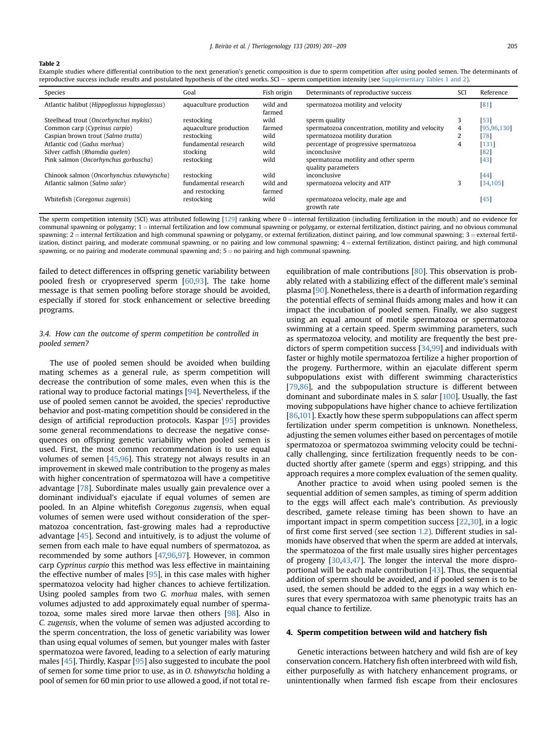**Table 2**

Example studies where differential contribution to the next generation's genetic composition is due to sperm competition after using pooled semen. The determinants of reproductive success include results and postulated hypothesis of the cited works. SCI − sperm competition intensity (see Supplementary Tables 1 and 2).

| Species | Goal | Fish origin | Determinants of reproductive success | SCI | Reference |
|---|---|---|---|---|---|
| Atlantic halibut (*Hippoglossus hippoglossus*) | aquaculture production | wild and farmed | spermatozoa motility and velocity | | [81] |
| Steelhead trout (*Oncorhynchus mykiss*) | restocking | wild | sperm quality | 3 | [53] |
| Common carp (*Cyprinus carpio*) | aquaculture production | farmed | spermatozoa concentration, motility and velocity | 4 | [95,96,130] |
| Caspian brown trout (*Salmo trutta*) | restocking | wild | spermatozoa motility duration | 2 | [78] |
| Atlantic cod (*Gadus morhua*) | fundamental research | wild | percentage of progressive spermatozoa | 4 | [131] |
| Silver catfish (*Rhamdia quelen*) | stocking | wild | inconclusive | | [82] |
| Pink salmon (*Oncorhynchus gorbuscha*) | restocking | wild | spermatozoa motility and other sperm quality parameters | | [43] |
| Chinook salmon (*Oncorhynchus tshawytscha*) | restocking | wild | inconclusive | | [44] |
| Atlantic salmon (*Salmo salar*) | fundamental research and restocking | wild and farmed | spermatozoa velocity and ATP | 3 | [34,105] |
| Whitefish (*Coregonus zugensis*) | restocking | wild | spermatozoa velocity, male age and growth rate | | [45] |

The sperm competition intensity (SCI) was attributed following [129] ranking where 0 = internal fertilization (including fertilization in the mouth) and no evidence for communal spawning or polygamy; 1 = internal fertilization and low communal spawning or polygamy, or external fertilization, distinct pairing, and no obvious communal spawning; 2 = internal fertilization and high communal spawning or polygamy, or external fertilization, distinct pairing, and low communal spawning; 3 = external fertilization, distinct pairing, and moderate communal spawning, or no pairing and low communal spawning; 4 = external fertilization, distinct pairing, and high communal spawning, or no pairing and moderate communal spawning and; 5 = no pairing and high communal spawning.

failed to detect differences in offspring genetic variability between pooled fresh or cryopreserved sperm [60,93]. The take home message is that semen pooling before storage should be avoided, especially if stored for stock enhancement or selective breeding programs.

### 3.4. How can the outcome of sperm competition be controlled in pooled semen?

The use of pooled semen should be avoided when building mating schemes as a general rule, as sperm competition will decrease the contribution of some males, even when this is the rational way to produce factorial matings [94]. Nevertheless, if the use of pooled semen cannot be avoided, the species' reproductive behavior and post-mating competition should be considered in the design of artificial reproduction protocols. Kaspar [95] provides some general recommendations to decrease the negative consequences on offspring genetic variability when pooled semen is used. First, the most common recommendation is to use equal volumes of semen [45,96]. This strategy not always results in an improvement in skewed male contribution to the progeny as males with higher concentration of spermatozoa will have a competitive advantage [78]. Subordinate males usually gain prevalence over a dominant individual's ejaculate if equal volumes of semen are pooled. In an Alpine whitefish *Coregonus zugensis*, when equal volumes of semen were used without consideration of the spermatozoa concentration, fast-growing males had a reproductive advantage [45]. Second and intuitively, is to adjust the volume of semen from each male to have equal numbers of spermatozoa, as recommended by some authors [47,96,97]. However, in common carp *Cyprinus carpio* this method was less effective in maintaining the effective number of males [95], in this case males with higher spermatozoa velocity had higher chances to achieve fertilization. Using pooled samples from two *G. morhua* males, with semen volumes adjusted to add approximately equal number of spermatozoa, some males sired more larvae then others [98]. Also in *C. zugensis*, when the volume of semen was adjusted according to the sperm concentration, the loss of genetic variability was lower than using equal volumes of semen, but younger males with faster spermatozoa were favored, leading to a selection of early maturing males [45]. Thirdly, Kaspar [95] also suggested to incubate the pool of semen for some time prior to use, as in *O. tshawytscha* holding a pool of semen for 60 min prior to use allowed a good, if not total re-equilibration of male contributions [80]. This observation is probably related with a stabilizing effect of the different male's seminal plasma [90]. Nonetheless, there is a dearth of information regarding the potential effects of seminal fluids among males and how it can impact the incubation of pooled semen. Finally, we also suggest using an equal amount of motile spermatozoa or spermatozoa swimming at a certain speed. Sperm swimming parameters, such as spermatozoa velocity, and motility are frequently the best predictors of sperm competition success [34,99] and individuals with faster or highly motile spermatozoa fertilize a higher proportion of the progeny. Furthermore, within an ejaculate different sperm subpopulations exist with different swimming characteristics [79,86], and the subpopulation structure is different between dominant and subordinate males in *S. salar* [100]. Usually, the fast moving subpopulations have higher chance to achieve fertilization [86,101]. Exactly how these sperm subpopulations can affect sperm fertilization under sperm competition is unknown. Nonetheless, adjusting the semen volumes either based on percentages of motile spermatozoa or spermatozoa swimming velocity could be technically challenging, since fertilization frequently needs to be conducted shortly after gamete (sperm and eggs) stripping, and this approach requires a more complex evaluation of the semen quality.

Another practice to avoid when using pooled semen is the sequential addition of semen samples, as timing of sperm addition to the eggs will affect each male's contribution. As previously described, gamete release timing has been shown to have an important impact in sperm competition success [22,30], in a logic of first come first served (see section 1.2). Different studies in salmonids have observed that when the sperm are added at intervals, the spermatozoa of the first male usually sires higher percentages of progeny [30,43,47]. The longer the interval the more disproportional will be each male contribution [43]. Thus, the sequential addition of sperm should be avoided, and if pooled semen is to be used, the semen should be added to the eggs in a way which ensures that every spermatozoa with same phenotypic traits has an equal chance to fertilize.

## 4. Sperm competition between wild and hatchery fish

Genetic interactions between hatchery and wild fish are of key conservation concern. Hatchery fish often interbreed with wild fish, either purposefully as with hatchery enhancement programs, or unintentionally when farmed fish escape from their enclosures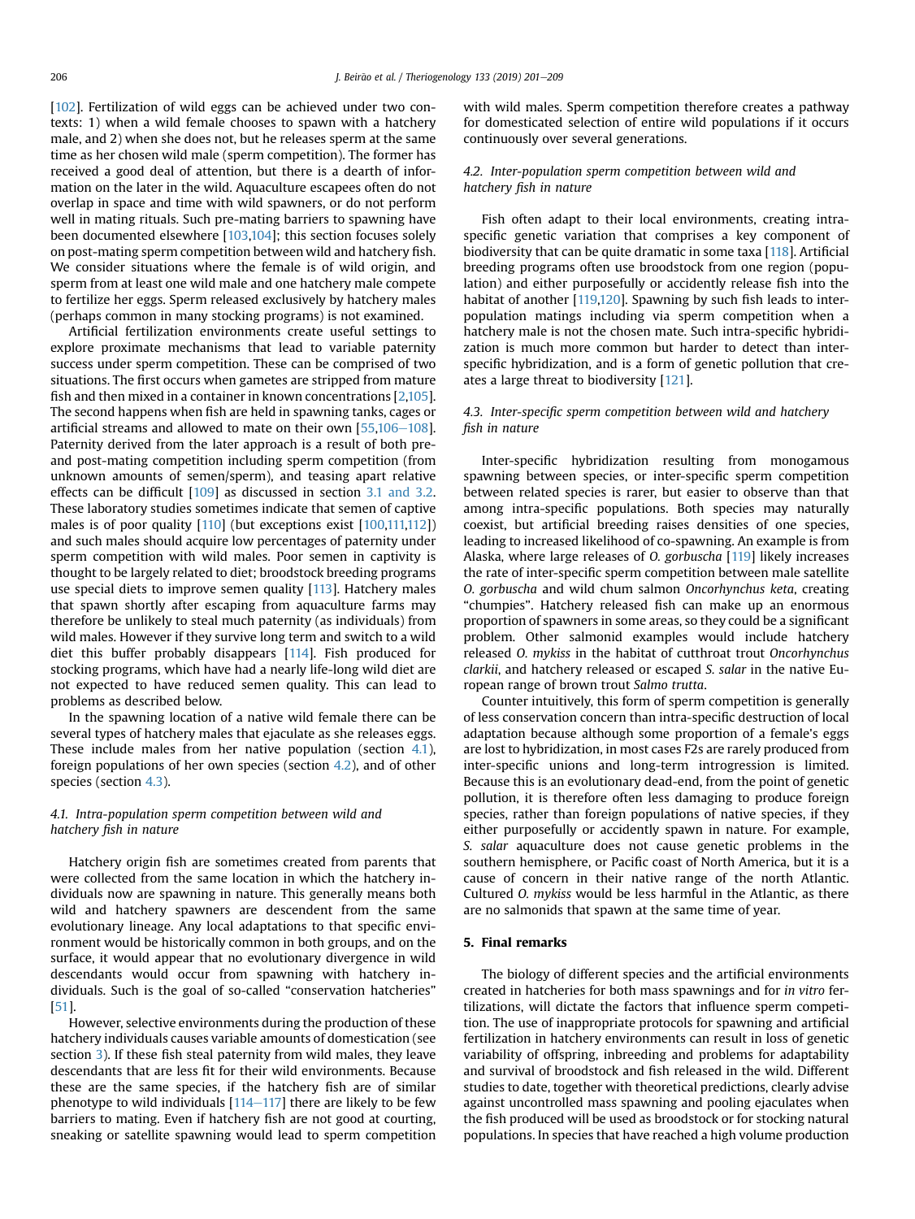[102]. Fertilization of wild eggs can be achieved under two contexts: 1) when a wild female chooses to spawn with a hatchery male, and 2) when she does not, but he releases sperm at the same time as her chosen wild male (sperm competition). The former has received a good deal of attention, but there is a dearth of information on the later in the wild. Aquaculture escapees often do not overlap in space and time with wild spawners, or do not perform well in mating rituals. Such pre-mating barriers to spawning have been documented elsewhere [103,104]; this section focuses solely on post-mating sperm competition between wild and hatchery fish. We consider situations where the female is of wild origin, and sperm from at least one wild male and one hatchery male compete to fertilize her eggs. Sperm released exclusively by hatchery males (perhaps common in many stocking programs) is not examined.

Artificial fertilization environments create useful settings to explore proximate mechanisms that lead to variable paternity success under sperm competition. These can be comprised of two situations. The first occurs when gametes are stripped from mature fish and then mixed in a container in known concentrations [2,105]. The second happens when fish are held in spawning tanks, cages or artificial streams and allowed to mate on their own [55,106–108]. Paternity derived from the later approach is a result of both pre- and post-mating competition including sperm competition (from unknown amounts of semen/sperm), and teasing apart relative effects can be difficult [109] as discussed in section 3.1 and 3.2. These laboratory studies sometimes indicate that semen of captive males is of poor quality [110] (but exceptions exist [100,111,112]) and such males should acquire low percentages of paternity under sperm competition with wild males. Poor semen in captivity is thought to be largely related to diet; broodstock breeding programs use special diets to improve semen quality [113]. Hatchery males that spawn shortly after escaping from aquaculture farms may therefore be unlikely to steal much paternity (as individuals) from wild males. However if they survive long term and switch to a wild diet this buffer probably disappears [114]. Fish produced for stocking programs, which have had a nearly life-long wild diet are not expected to have reduced semen quality. This can lead to problems as described below.

In the spawning location of a native wild female there can be several types of hatchery males that ejaculate as she releases eggs. These include males from her native population (section 4.1), foreign populations of her own species (section 4.2), and of other species (section 4.3).

### 4.1. Intra-population sperm competition between wild and hatchery fish in nature

Hatchery origin fish are sometimes created from parents that were collected from the same location in which the hatchery individuals now are spawning in nature. This generally means both wild and hatchery spawners are descendent from the same evolutionary lineage. Any local adaptations to that specific environment would be historically common in both groups, and on the surface, it would appear that no evolutionary divergence in wild descendants would occur from spawning with hatchery individuals. Such is the goal of so-called "conservation hatcheries" [51].

However, selective environments during the production of these hatchery individuals causes variable amounts of domestication (see section 3). If these fish steal paternity from wild males, they leave descendants that are less fit for their wild environments. Because these are the same species, if the hatchery fish are of similar phenotype to wild individuals [114–117] there are likely to be few barriers to mating. Even if hatchery fish are not good at courting, sneaking or satellite spawning would lead to sperm competition with wild males. Sperm competition therefore creates a pathway for domesticated selection of entire wild populations if it occurs continuously over several generations.

### 4.2. Inter-population sperm competition between wild and hatchery fish in nature

Fish often adapt to their local environments, creating intra-specific genetic variation that comprises a key component of biodiversity that can be quite dramatic in some taxa [118]. Artificial breeding programs often use broodstock from one region (population) and either purposefully or accidently release fish into the habitat of another [119,120]. Spawning by such fish leads to inter-population matings including via sperm competition when a hatchery male is not the chosen mate. Such intra-specific hybridization is much more common but harder to detect than inter-specific hybridization, and is a form of genetic pollution that creates a large threat to biodiversity [121].

### 4.3. Inter-specific sperm competition between wild and hatchery fish in nature

Inter-specific hybridization resulting from monogamous spawning between species, or inter-specific sperm competition between related species is rarer, but easier to observe than that among intra-specific populations. Both species may naturally coexist, but artificial breeding raises densities of one species, leading to increased likelihood of co-spawning. An example is from Alaska, where large releases of *O. gorbuscha* [119] likely increases the rate of inter-specific sperm competition between male satellite *O. gorbuscha* and wild chum salmon *Oncorhynchus keta*, creating "chumpies". Hatchery released fish can make up an enormous proportion of spawners in some areas, so they could be a significant problem. Other salmonid examples would include hatchery released *O. mykiss* in the habitat of cutthroat trout *Oncorhynchus clarkii*, and hatchery released or escaped *S. salar* in the native European range of brown trout *Salmo trutta*.

Counter intuitively, this form of sperm competition is generally of less conservation concern than intra-specific destruction of local adaptation because although some proportion of a female's eggs are lost to hybridization, in most cases F2s are rarely produced from inter-specific unions and long-term introgression is limited. Because this is an evolutionary dead-end, from the point of genetic pollution, it is therefore often less damaging to produce foreign species, rather than foreign populations of native species, if they either purposefully or accidently spawn in nature. For example, *S. salar* aquaculture does not cause genetic problems in the southern hemisphere, or Pacific coast of North America, but it is a cause of concern in their native range of the north Atlantic. Cultured *O. mykiss* would be less harmful in the Atlantic, as there are no salmonids that spawn at the same time of year.

## 5. Final remarks

The biology of different species and the artificial environments created in hatcheries for both mass spawnings and for *in vitro* fertilizations, will dictate the factors that influence sperm competition. The use of inappropriate protocols for spawning and artificial fertilization in hatchery environments can result in loss of genetic variability of offspring, inbreeding and problems for adaptability and survival of broodstock and fish released in the wild. Different studies to date, together with theoretical predictions, clearly advise against uncontrolled mass spawning and pooling ejaculates when the fish produced will be used as broodstock or for stocking natural populations. In species that have reached a high volume production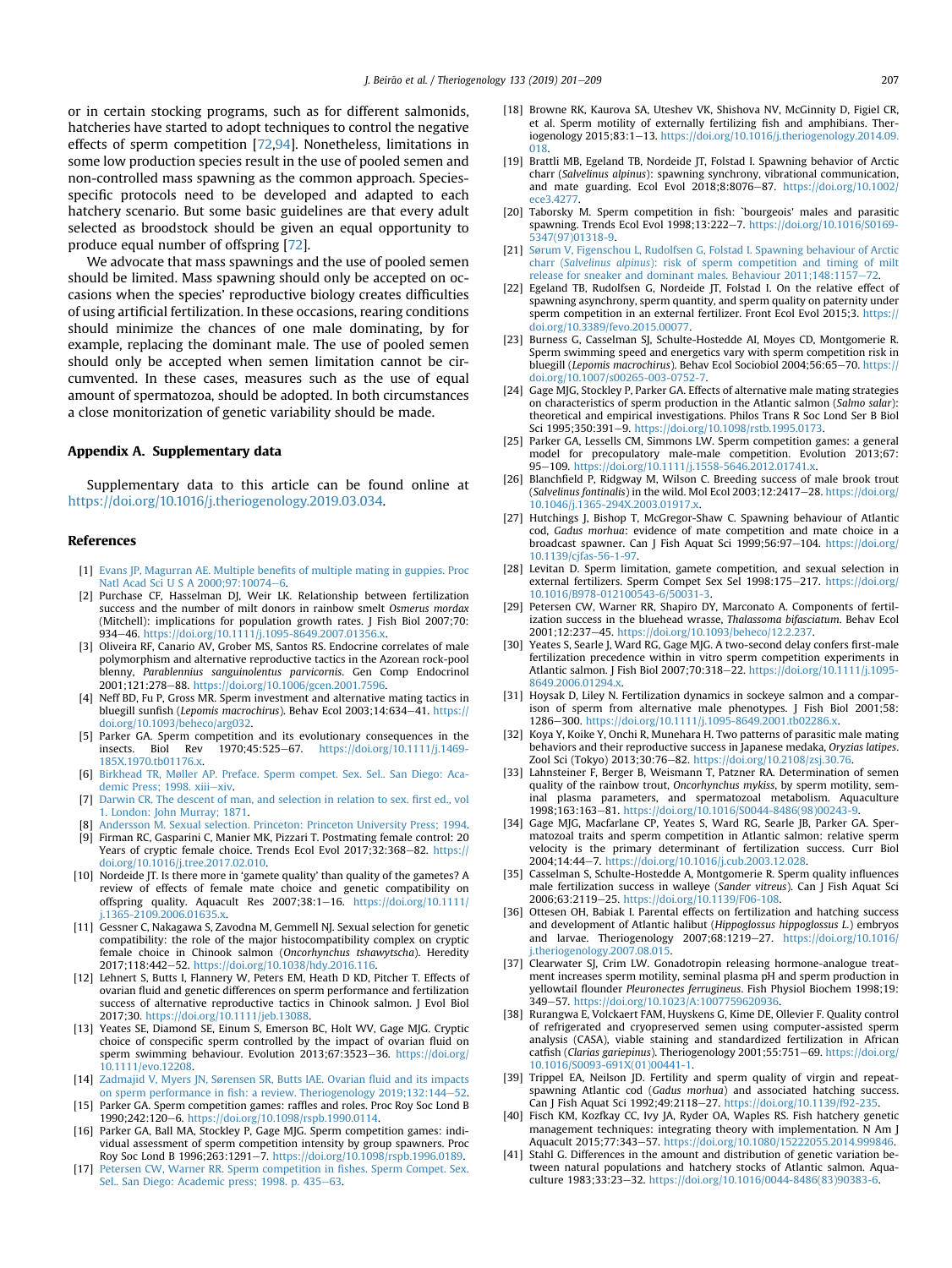or in certain stocking programs, such as for different salmonids, hatcheries have started to adopt techniques to control the negative effects of sperm competition [72,94]. Nonetheless, limitations in some low production species result in the use of pooled semen and non-controlled mass spawning as the common approach. Species-specific protocols need to be developed and adapted to each hatchery scenario. But some basic guidelines are that every adult selected as broodstock should be given an equal opportunity to produce equal number of offspring [72].

We advocate that mass spawnings and the use of pooled semen should be limited. Mass spawning should only be accepted on occasions when the species' reproductive biology creates difficulties of using artificial fertilization. In these occasions, rearing conditions should minimize the chances of one male dominating, by for example, replacing the dominant male. The use of pooled semen should only be accepted when semen limitation cannot be circumvented. In these cases, measures such as the use of equal amount of spermatozoa, should be adopted. In both circumstances a close monitorization of genetic variability should be made.

## Appendix A. Supplementary data

Supplementary data to this article can be found online at https://doi.org/10.1016/j.theriogenology.2019.03.034.

## References

[1] Evans JP, Magurran AE. Multiple benefits of multiple mating in guppies. Proc Natl Acad Sci U S A 2000;97:10074–6.

[2] Purchase CF, Hasselman DJ, Weir LK. Relationship between fertilization success and the number of milt donors in rainbow smelt *Osmerus mordax* (Mitchell): implications for population growth rates. J Fish Biol 2007;70: 934–46. https://doi.org/10.1111/j.1095-8649.2007.01356.x.

[3] Oliveira RF, Canario AV, Grober MS, Santos RS. Endocrine correlates of male polymorphism and alternative reproductive tactics in the Azorean rock-pool blenny, *Parablennius sanguinolentus parvicornis*. Gen Comp Endocrinol 2001;121:278–88. https://doi.org/10.1006/gcen.2001.7596.

[4] Neff BD, Fu P, Gross MR. Sperm investment and alternative mating tactics in bluegill sunfish (*Lepomis macrochirus*). Behav Ecol 2003;14:634–41. https://doi.org/10.1093/beheco/arg032.

[5] Parker GA. Sperm competition and its evolutionary consequences in the insects. Biol Rev 1970;45:525–67. https://doi.org/10.1111/j.1469-185X.1970.tb01176.x.

[6] Birkhead TR, Møller AP. Preface. Sperm compet. Sex. Sel.. San Diego: Academic Press; 1998. xiii–xiv.

[7] Darwin CR. The descent of man, and selection in relation to sex. first ed., vol 1. London: John Murray; 1871.

[8] Andersson M. Sexual selection. Princeton: Princeton University Press; 1994.

[9] Firman RC, Gasparini C, Manier MK, Pizzari T. Postmating female control: 20 Years of cryptic female choice. Trends Ecol Evol 2017;32:368–82. https://doi.org/10.1016/j.tree.2017.02.010.

[10] Nordeide JT. Is there more in 'gamete quality' than quality of the gametes? A review of effects of female mate choice and genetic compatibility on offspring quality. Aquacult Res 2007;38:1–16. https://doi.org/10.1111/j.1365-2109.2006.01635.x.

[11] Gessner C, Nakagawa S, Zavodna M, Gemmell NJ. Sexual selection for genetic compatibility: the role of the major histocompatibility complex on cryptic female choice in Chinook salmon (*Oncorhynchus tshawytscha*). Heredity 2017;118:442–52. https://doi.org/10.1038/hdy.2016.116.

[12] Lehnert S, Butts I, Flannery W, Peters EM, Heath D KD, Pitcher T. Effects of ovarian fluid and genetic differences on sperm performance and fertilization success of alternative reproductive tactics in Chinook salmon. J Evol Biol 2017;30. https://doi.org/10.1111/jeb.13088.

[13] Yeates SE, Diamond SE, Einum S, Emerson BC, Holt WV, Gage MJG. Cryptic choice of conspecific sperm controlled by the impact of ovarian fluid on sperm swimming behaviour. Evolution 2013;67:3523–36. https://doi.org/10.1111/evo.12208.

[14] Zadmajid V, Myers JN, Sørensen SR, Butts IAE. Ovarian fluid and its impacts on sperm performance in fish: a review. Theriogenology 2019;132:144–52.

[15] Parker GA. Sperm competition games: raffles and roles. Proc Roy Soc Lond B 1990;242:120–6. https://doi.org/10.1098/rspb.1990.0114.

[16] Parker GA, Ball MA, Stockley P, Gage MJG. Sperm competition games: individual assessment of sperm competition intensity by group spawners. Proc Roy Soc Lond B 1996;263:1291–7. https://doi.org/10.1098/rspb.1996.0189.

[17] Petersen CW, Warner RR. Sperm competition in fishes. Sperm Compet. Sex. Sel.. San Diego: Academic press; 1998. p. 435–63.

[18] Browne RK, Kaurova SA, Uteshev VK, Shishova NV, McGinnity D, Figiel CR, et al. Sperm motility of externally fertilizing fish and amphibians. Theriogenology 2015;83:1–13. https://doi.org/10.1016/j.theriogenology.2014.09.018.

[19] Brattli MB, Egeland TB, Nordeide JT, Folstad I. Spawning behavior of Arctic charr (*Salvelinus alpinus*): spawning synchrony, vibrational communication, and mate guarding. Ecol Evol 2018;8:8076–87. https://doi.org/10.1002/ece3.4277.

[20] Taborsky M. Sperm competition in fish: `bourgeois' males and parasitic spawning. Trends Ecol Evol 1998;13:222–7. https://doi.org/10.1016/S0169-5347(97)01318-9.

[21] Sørum V, Figenschou L, Rudolfsen G, Folstad I. Spawning behaviour of Arctic charr (*Salvelinus alpinus*): risk of sperm competition and timing of milt release for sneaker and dominant males. Behaviour 2011;148:1157–72.

[22] Egeland TB, Rudolfsen G, Nordeide JT, Folstad I. On the relative effect of spawning asynchrony, sperm quantity, and sperm quality on paternity under sperm competition in an external fertilizer. Front Ecol Evol 2015;3. https://doi.org/10.3389/fevo.2015.00077.

[23] Burness G, Casselman SJ, Schulte-Hostedde AI, Moyes CD, Montgomerie R. Sperm swimming speed and energetics vary with sperm competition risk in bluegill (*Lepomis macrochirus*). Behav Ecol Sociobiol 2004;56:65–70. https://doi.org/10.1007/s00265-003-0752-7.

[24] Gage MJG, Stockley P, Parker GA. Effects of alternative male mating strategies on characteristics of sperm production in the Atlantic salmon (*Salmo salar*): theoretical and empirical investigations. Philos Trans R Soc Lond Ser B Biol Sci 1995;350:391–9. https://doi.org/10.1098/rstb.1995.0173.

[25] Parker GA, Lessells CM, Simmons LW. Sperm competition games: a general model for precopulatory male-male competition. Evolution 2013;67: 95–109. https://doi.org/10.1111/j.1558-5646.2012.01741.x.

[26] Blanchfield P, Ridgway M, Wilson C. Breeding success of male brook trout (*Salvelinus fontinalis*) in the wild. Mol Ecol 2003;12:2417–28. https://doi.org/10.1046/j.1365-294X.2003.01917.x.

[27] Hutchings J, Bishop T, McGregor-Shaw C. Spawning behaviour of Atlantic cod, *Gadus morhua*: evidence of mate competition and mate choice in a broadcast spawner. Can J Fish Aquat Sci 1999;56:97–104. https://doi.org/10.1139/cjfas-56-1-97.

[28] Levitan D. Sperm limitation, gamete competition, and sexual selection in external fertilizers. Sperm Compet Sex Sel 1998:175–217. https://doi.org/10.1016/B978-012100543-6/50031-3.

[29] Petersen CW, Warner RR, Shapiro DY, Marconato A. Components of fertilization success in the bluehead wrasse, *Thalassoma bifasciatum*. Behav Ecol 2001;12:237–45. https://doi.org/10.1093/beheco/12.2.237.

[30] Yeates S, Searle J, Ward RG, Gage MJG. A two-second delay confers first-male fertilization precedence within in vitro sperm competition experiments in Atlantic salmon. J Fish Biol 2007;70:318–22. https://doi.org/10.1111/j.1095-8649.2006.01294.x.

[31] Hoysak D, Liley N. Fertilization dynamics in sockeye salmon and a comparison of sperm from alternative male phenotypes. J Fish Biol 2001;58: 1286–300. https://doi.org/10.1111/j.1095-8649.2001.tb02286.x.

[32] Koya Y, Koike Y, Onchi R, Munehara H. Two patterns of parasitic male mating behaviors and their reproductive success in Japanese medaka, *Oryzias latipes*. Zool Sci (Tokyo) 2013;30:76–82. https://doi.org/10.2108/zsj.30.76.

[33] Lahnsteiner F, Berger B, Weismann T, Patzner RA. Determination of semen quality of the rainbow trout, *Oncorhynchus mykiss*, by sperm motility, seminal plasma parameters, and spermatozoal metabolism. Aquaculture 1998;163:163–81. https://doi.org/10.1016/S0044-8486(98)00243-9.

[34] Gage MJG, Macfarlane CP, Yeates S, Ward RG, Searle JB, Parker GA. Spermatozoal traits and sperm competition in Atlantic salmon: relative sperm velocity is the primary determinant of fertilization success. Curr Biol 2004;14:44–7. https://doi.org/10.1016/j.cub.2003.12.028.

[35] Casselman S, Schulte-Hostedde A, Montgomerie R. Sperm quality influences male fertilization success in walleye (*Sander vitreus*). Can J Fish Aquat Sci 2006;63:2119–25. https://doi.org/10.1139/F06-108.

[36] Ottesen OH, Babiak I. Parental effects on fertilization and hatching success and development of Atlantic halibut (*Hippoglossus hippoglossus L.*) embryos and larvae. Theriogenology 2007;68:1219–27. https://doi.org/10.1016/j.theriogenology.2007.08.015.

[37] Clearwater SJ, Crim LW. Gonadotropin releasing hormone-analogue treatment increases sperm motility, seminal plasma pH and sperm production in yellowtail flounder *Pleuronectes ferrugineus*. Fish Physiol Biochem 1998;19: 349–57. https://doi.org/10.1023/A:1007759620936.

[38] Rurangwa E, Volckaert FAM, Huyskens G, Kime DE, Ollevier F. Quality control of refrigerated and cryopreserved semen using computer-assisted sperm analysis (CASA), viable staining and standardized fertilization in African catfish (*Clarias gariepinus*). Theriogenology 2001;55:751–69. https://doi.org/10.1016/S0093-691X(01)00441-1.

[39] Trippel EA, Neilson JD. Fertility and sperm quality of virgin and repeat-spawning Atlantic cod (*Gadus morhua*) and associated hatching success. Can J Fish Aquat Sci 1992;49:2118–27. https://doi.org/10.1139/f92-235.

[40] Fisch KM, Kozfkay CC, Ivy JA, Ryder OA, Waples RS. Fish hatchery genetic management techniques: integrating theory with implementation. N Am J Aquacult 2015;77:343–57. https://doi.org/10.1080/15222055.2014.999846.

[41] Stahl G. Differences in the amount and distribution of genetic variation between natural populations and hatchery stocks of Atlantic salmon. Aquaculture 1983;33:23–32. https://doi.org/10.1016/0044-8486(83)90383-6.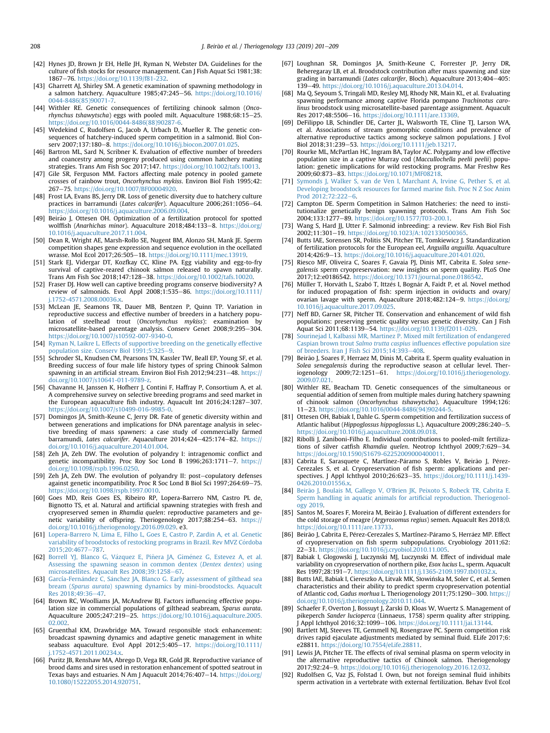[42] Hynes JD, Brown Jr EH, Helle JH, Ryman N, Webster DA. Guidelines for the culture of fish stocks for resource management. Can J Fish Aquat Sci 1981;38: 1867–76. https://doi.org/10.1139/f81-232.

[43] Gharrett AJ, Shirley SM. A genetic examination of spawning methodology in a salmon hatchery. Aquaculture 1985;47:245–56. https://doi.org/10.1016/0044-8486(85)90071-7.

[44] Withler RE. Genetic consequences of fertilizing chinook salmon (*Oncorhynchus tshawytscha*) eggs with pooled milt. Aquaculture 1988;68:15–25. https://doi.org/10.1016/0044-8486(88)90287-6.

[45] Wedekind C, Rudolfsen G, Jacob A, Urbach D, Mueller R. The genetic consequences of hatchery-induced sperm competition in a salmonid. Biol Conserv 2007;137:180–8. https://doi.org/10.1016/j.biocon.2007.01.025.

[46] Bartron ML, Sard N, Scribner K. Evaluation of effective number of breeders and coancestry among progeny produced using common hatchery mating strategies. Trans Am Fish Soc 2017;147. https://doi.org/10.1002/tafs.10013.

[47] Gile SR, Ferguson MM. Factors affecting male potency in pooled gamete crosses of rainbow trout, *Oncorhynchus mykiss*. Environ Biol Fish 1995;42: 267–75. https://doi.org/10.1007/BF00004920.

[48] Frost LA, Evans BS, Jerry DR. Loss of genetic diversity due to hatchery culture practices in barramundi (*Lates calcarifer*). Aquaculture 2006;261:1056–64. https://doi.org/10.1016/j.aquaculture.2006.09.004.

[49] Beirão J, Ottesen OH. Optimization of a fertilization protocol for spotted wolffish (*Anarhichas minor*). Aquaculture 2018;484:133–8. https://doi.org/10.1016/j.aquaculture.2017.11.004.

[50] Dean R, Wright AE, Marsh-Rollo SE, Nugent BM, Alonzo SH, Mank JE. Sperm competition shapes gene expression and sequence evolution in the ocellated wrasse. Mol Ecol 2017;26:505–18. https://doi.org/10.1111/mec.13919.

[51] Stark EJ, Vidergar DT, Kozfkay CC, Kline PA. Egg viability and egg-to-fry survival of captive-reared chinook salmon released to spawn naturally. Trans Am Fish Soc 2018;147:128–38. https://doi.org/10.1002/tafs.10020.

[52] Fraser DJ. How well can captive breeding programs conserve biodiversity? A review of salmonids. Evol Appl 2008;1:535–86. https://doi.org/10.1111/j.1752-4571.2008.00036.x.

[53] McLean JE, Seamons TR, Dauer MB, Bentzen P, Quinn TP. Variation in reproductive success and effective number of breeders in a hatchery population of steelhead trout (*Oncorhynchus mykiss*): examination by microsatellite-based parentage analysis. Conserv Genet 2008;9:295–304. https://doi.org/10.1007/s10592-007-9340-0.

[54] Ryman N, Laikre L. Effects of supportive breeding on the genetically effective population size. Conserv Biol 1991;5:325–9.

[55] Schroder SL, Knudsen CM, Pearsons TN, Kassler TW, Beall EP, Young SF, et al. Breeding success of four male life history types of spring Chinook Salmon spawning in an artificial stream. Environ Biol Fish 2012;94:231–48. https://doi.org/10.1007/s10641-011-9789-z.

[56] Chavanne H, Janssen K, Hofherr J, Contini F, Haffray P, Consortium A, et al. A comprehensive survey on selective breeding programs and seed market in the European aquaculture fish industry. Aquacult Int 2016;24:1287–307. https://doi.org/10.1007/s10499-016-9985-0.

[57] Domingos JA, Smith-Keune C, Jerry DR. Fate of genetic diversity within and between generations and implications for DNA parentage analysis in selective breeding of mass spawners: a case study of commercially farmed barramundi, *Lates calcarifer*. Aquaculture 2014;424–425:174–82. https://doi.org/10.1016/j.aquaculture.2014.01.004.

[58] Zeh JA, Zeh DW. The evolution of polyandry I: intragenomic conflict and genetic incompatibility. Proc Roy Soc Lond B 1996;263:1711–7. https://doi.org/10.1098/rspb.1996.0250.

[59] Zeh JA, Zeh DW. The evolution of polyandry II: post–copulatory defenses against genetic incompatibility. Proc R Soc Lond B Biol Sci 1997;264:69–75. https://doi.org/10.1098/rspb.1997.0010.

[60] Goes MD, Reis Goes ES, Ribeiro RP, Lopera-Barrero NM, Castro PL de, Bignotto TS, et al. Natural and artificial spawning strategies with fresh and cryopreserved semen in *Rhamdia quelen*: reproductive parameters and genetic variability of offspring. Theriogenology 2017;88:254–63. https://doi.org/10.1016/j.theriogenology.2016.09.029. e3.

[61] Lopera-Barrero N, Lima E, Filho L, Goes E, Castro P, Zardin A, et al. Genetic variability of broodstocks of restocking programs in Brazil. Rev MVZ Córdoba 2015;20:4677–787.

[62] Borrell YJ, Blanco G, Vázquez E, Piñera JA, Giménez G, Estevez A, et al. Assessing the spawning season in common dentex (*Dentex dentex*) using microsatellites. Aquacult Res 2008;39:1258–67.

[63] García-Fernández C, Sánchez JA, Blanco G. Early assessment of gilthead sea bream (*Sparus aurata*) spawning dynamics by mini-broodstocks. Aquacult Res 2018;49:36–47.

[64] Brown RC, Woolliams JA, McAndrew BJ. Factors influencing effective population size in commercial populations of gilthead seabream, *Sparus aurata*. Aquaculture 2005;247:219–25. https://doi.org/10.1016/j.aquaculture.2005.02.002.

[65] Gruenthal KM, Drawbridge MA. Toward responsible stock enhancement: broadcast spawning dynamics and adaptive genetic management in white seabass aquaculture. Evol Appl 2012;5:405–17. https://doi.org/10.1111/j.1752-4571.2011.00234.x.

[66] Puritz JB, Renshaw MA, Abrego D, Vega RR, Gold JR. Reproductive variance of brood dams and sires used in restoration enhancement of spotted seatrout in Texas bays and estuaries. N Am J Aquacult 2014;76:407–14. https://doi.org/10.1080/15222055.2014.920751.

[67] Loughnan SR, Domingos JA, Smith-Keune C, Forrester JP, Jerry DR, Beheregaray LB, et al. Broodstock contribution after mass spawning and size grading in barramundi (*Lates calcarifer*, Bloch). Aquaculture 2013;404–405: 139–49. https://doi.org/10.1016/j.aquaculture.2013.04.014.

[68] Ma Q, Seyoum S, Tringali MD, Resley MJ, Rhody NR, Main KL, et al. Evaluating spawning performance among captive Florida pompano *Trachinotus carolinus* broodstock using microsatellite-based parentage assignment. Aquacult Res 2017;48:5506–16. https://doi.org/10.1111/are.13369.

[69] DeFilippo LB, Schindler DE, Carter JL, Walsworth TE, Cline TJ, Larson WA, et al. Associations of stream geomorphic conditions and prevalence of alternative reproductive tactics among sockeye salmon populations. J Evol Biol 2018;31:239–53. https://doi.org/10.1111/jeb.13217.

[70] Rourke ML, McPartlan HC, Ingram BA, Taylor AC. Polygamy and low effective population size in a captive Murray cod (*Maccullochella peelii peelii*) population: genetic implications for wild restocking programs. Mar Freshw Res 2009;60:873–83. https://doi.org/10.1071/MF08218.

[71] Symonds J, Walker S, van de Ven I, Marchant A, Irvine G, Pether S, et al. Developing broodstock resources for farmed marine fish. Proc N Z Soc Anim Prod 2012;72:222–6.

[72] Campton DE. Sperm Competition in Salmon Hatcheries: the need to institutionalize genetically benign spawning protocols. Trans Am Fish Soc 2004;133:1277–89. https://doi.org/10.1577/T03-200.1.

[73] Wang S, Hard JJ, Utter F. Salmonid inbreeding: a review. Rev Fish Biol Fish 2002;11:301–19. https://doi.org/10.1023/A:1021330500365.

[74] Butts IAE, Sorensen SR, Politis SN, Pitcher TE, Tomkiewicz J. Standardization of fertilization protocols for the European eel, *Anguilla anguilla*. Aquaculture 2014;426:9–13. https://doi.org/10.1016/j.aquaculture.2014.01.020.

[75] Riesco MF, Oliveira C, Soares F, Gavaia PJ, Dinis MT, Cabrita E. *Solea senegalensis* sperm cryopreservation: new insights on sperm quality. PLoS One 2017;12:e0186542. https://doi.org/10.1371/journal.pone.0186542.

[76] Müller T, Horváth L, Szabó T, Ittzés I, Bognár A, Faidt P, et al. Novel method for induced propagation of fish: sperm injection in oviducts and ovary/ovarian lavage with sperm. Aquaculture 2018;482:124–9. https://doi.org/10.1016/j.aquaculture.2017.09.025.

[77] Neff BD, Garner SR, Pitcher TE. Conservation and enhancement of wild fish populations: preserving genetic quality versus genetic diversity. Can J Fish Aquat Sci 2011;68:1139–54. https://doi.org/10.1139/f2011-029.

[78] Sourinejad I, Kalbassi MR, Martinez P. Mixed milt fertilization of endangered Caspian brown trout *Salmo trutta caspius* influences effective population size of breeders. Iran J Fish Sci 2015;14:393–408.

[79] Beirão J, Soares F, Herraez M, Dinis M, Cabrita E. Sperm quality evaluation in *Solea senegalensis* during the reproductive season at cellular level. Theriogenology 2009;72:1251–61. https://doi.org/10.1016/j.theriogenology.2009.07.021.

[80] Withler RE, Beacham TD. Genetic consequences of the simultaneous or sequential addition of semen from multiple males during hatchery spawning of chinook salmon (*Oncorhynchus tshawytscha*). Aquaculture 1994;126: 11–23. https://doi.org/10.1016/0044-8486(94)90244-5.

[81] Ottesen OH, Babiak I, Dahle G. Sperm competition and fertilization success of Atlantic halibut (*Hippoglossus hippoglossus* L.). Aquaculture 2009;286:240–5. https://doi.org/10.1016/j.aquaculture.2008.09.018.

[82] Ribolli J, Zaniboni-Filho E. Individual contributions to pooled-milt fertilizations of silver catfish *Rhamdia quelen*. Neotrop Ichthyol 2009;7:629–34. https://doi.org/10.1590/S1679-62252009000400011.

[83] Cabrita E, Sarasquete C, Martínez-Páramo S, Robles V, Beirão J, Pérez-Cerezales S, et al. Cryopreservation of fish sperm: applications and perspectives. J Appl Ichthyol 2010;26:623–35. https://doi.org/10.1111/j.1439-0426.2010.01556.x.

[84] Beirão J, Boulais M, Gallego V, O'Brien JK, Peixoto S, Robeck TR, Cabrita E. Sperm handling in aquatic animals for artificial reproduction. Theriogenology 2019.

[85] Santos M, Soares F, Moreira M, Beirão J. Evaluation of different extenders for the cold storage of meagre (*Argyrosomus regius*) semen. Aquacult Res 2018;0. https://doi.org/10.1111/are.13733.

[86] Beirão J, Cabrita E, Pérez-Cerezales S, Martínez-Páramo S, Herráez MP. Effect of cryopreservation on fish sperm subpopulations. Cryobiology 2011;62: 22–31. https://doi.org/10.1016/j.cryobiol.2010.11.005.

[87] Babiak I, Glogowski J, Luczynski MJ, Luczynski M. Effect of individual male variability on cryopreservation of northern pike, *Esox lucius* L., sperm. Aquacult Res 1997;28:191–7. https://doi.org/10.1111/j.1365-2109.1997.tb01032.x.

[88] Butts IAE, Babiak I, Ciereszko A, Litvak MK, Słowińska M, Soler C, et al. Semen characteristics and their ability to predict sperm cryopreservation potential of Atlantic cod, *Gadus morhua* L. Theriogenology 2011;75:1290–300. https://doi.org/10.1016/j.theriogenology.2010.11.044.

[89] Schaefer F, Overton J, Bossuyt J, Żarski D, Kloas W, Wuertz S. Management of pikeperch *Sander lucioperca* (Linnaeus, 1758) sperm quality after stripping. J Appl Ichthyol 2016;32:1099–106. https://doi.org/10.1111/jai.13144.

[90] Bartlett MJ, Steeves TE, Gemmell NJ, Rosengrave PC. Sperm competition risk drives rapid ejaculate adjustments mediated by seminal fluid. ELife 2017;6: e28811. https://doi.org/10.7554/eLife.28811.

[91] Lewis JA, Pitcher TE. The effects of rival seminal plasma on sperm velocity in the alternative reproductive tactics of Chinook salmon. Theriogenology 2017;92:24–9. https://doi.org/10.1016/j.theriogenology.2016.12.032.

[92] Rudolfsen G, Vaz JS, Folstad I. Own, but not foreign seminal fluid inhibits sperm activation in a vertebrate with external fertilization. Behav Evol Ecol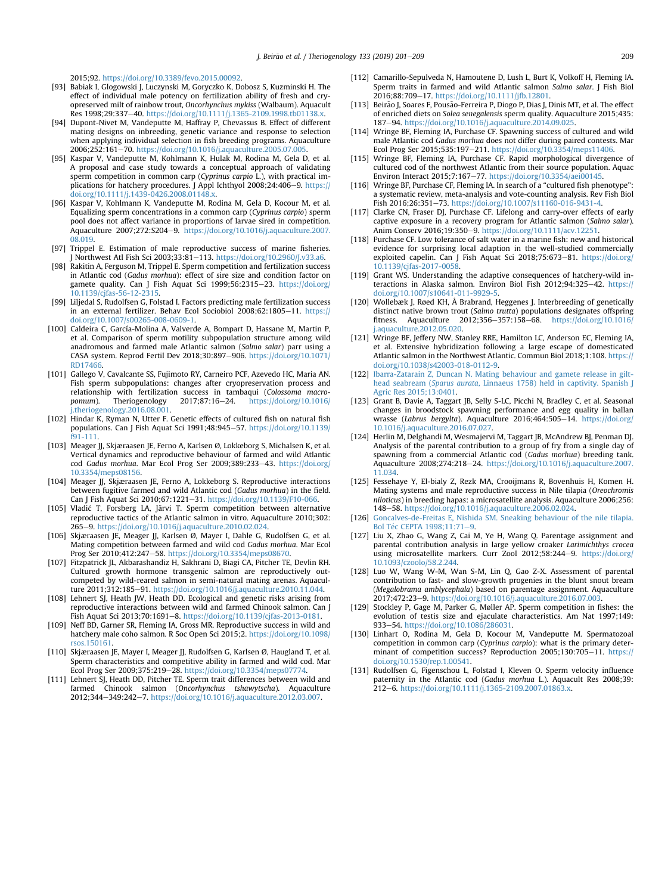2015;92. https://doi.org/10.3389/fevo.2015.00092.

[93] Babiak I, Glogowski J, Luczynski M, Goryczko K, Dobosz S, Kuzminski H. The effect of individual male potency on fertilization ability of fresh and cryopreserved milt of rainbow trout, *Oncorhynchus mykiss* (Walbaum). Aquacult Res 1998;29:337–40. https://doi.org/10.1111/j.1365-2109.1998.tb01138.x.

[94] Dupont-Nivet M, Vandeputte M, Haffray P, Chevassus B. Effect of different mating designs on inbreeding, genetic variance and response to selection when applying individual selection in fish breeding programs. Aquaculture 2006;252:161–70. https://doi.org/10.1016/j.aquaculture.2005.07.005.

[95] Kaspar V, Vandeputte M, Kohlmann K, Hulak M, Rodina M, Gela D, et al. A proposal and case study towards a conceptual approach of validating sperm competition in common carp (*Cyprinus carpio* L.), with practical implications for hatchery procedures. J Appl Ichthyol 2008;24:406–9. https://doi.org/10.1111/j.1439-0426.2008.01148.x.

[96] Kaspar V, Kohlmann K, Vandeputte M, Rodina M, Gela D, Kocour M, et al. Equalizing sperm concentrations in a common carp (*Cyprinus carpio*) sperm pool does not affect variance in proportions of larvae sired in competition. Aquaculture 2007;272:S204–9. https://doi.org/10.1016/j.aquaculture.2007.08.019.

[97] Trippel E. Estimation of male reproductive success of marine fisheries. J Northwest Atl Fish Sci 2003;33:81–113. https://doi.org/10.2960/J.v33.a6.

[98] Rakitin A, Ferguson M, Trippel E. Sperm competition and fertilization success in Atlantic cod (*Gadus morhua*): effect of sire size and condition factor on gamete quality. Can J Fish Aquat Sci 1999;56:2315–23. https://doi.org/10.1139/cjfas-56-12-2315.

[99] Liljedal S, Rudolfsen G, Folstad I. Factors predicting male fertilization success in an external fertilizer. Behav Ecol Sociobiol 2008;62:1805–11. https://doi.org/10.1007/s00265-008-0609-1.

[100] Caldeira C, García-Molina A, Valverde A, Bompart D, Hassane M, Martin P, et al. Comparison of sperm motility subpopulation structure among wild anadromous and farmed male Atlantic salmon (*Salmo salar*) parr using a CASA system. Reprod Fertil Dev 2018;30:897–906. https://doi.org/10.1071/RD17466.

[101] Gallego V, Cavalcante SS, Fujimoto RY, Carneiro PCF, Azevedo HC, Maria AN. Fish sperm subpopulations: changes after cryopreservation process and relationship with fertilization success in tambaqui (*Colossoma macropomum*). Theriogenology 2017;87:16–24. https://doi.org/10.1016/j.theriogenology.2016.08.001.

[102] Hindar K, Ryman N, Utter F. Genetic effects of cultured fish on natural fish populations. Can J Fish Aquat Sci 1991;48:945–57. https://doi.org/10.1139/f91-111.

[103] Meager JJ, Skjæraasen JE, Ferno A, Karlsen Ø, Lokkeborg S, Michalsen K, et al. Vertical dynamics and reproductive behaviour of farmed and wild Atlantic cod *Gadus morhua*. Mar Ecol Prog Ser 2009;389:233–43. https://doi.org/10.3354/meps08156.

[104] Meager JJ, Skjæraasen JE, Ferno A, Lokkeborg S. Reproductive interactions between fugitive farmed and wild Atlantic cod (*Gadus morhua*) in the field. Can J Fish Aquat Sci 2010;67:1221–31. https://doi.org/10.1139/F10-066.

[105] Vladić T, Forsberg LA, Järvi T. Sperm competition between alternative reproductive tactics of the Atlantic salmon in vitro. Aquaculture 2010;302:265–9. https://doi.org/10.1016/j.aquaculture.2010.02.024.

[106] Skjæraasen JE, Meager JJ, Karlsen Ø, Mayer I, Dahle G, Rudolfsen G, et al. Mating competition between farmed and wild cod *Gadus morhua*. Mar Ecol Prog Ser 2010;412:247–58. https://doi.org/10.3354/meps08670.

[107] Fitzpatrick JL, Akbarashandiz H, Sakhrani D, Biagi CA, Pitcher TE, Devlin RH. Cultured growth hormone transgenic salmon are reproductively out-competed by wild-reared salmon in semi-natural mating arenas. Aquaculture 2011;312:185–91. https://doi.org/10.1016/j.aquaculture.2010.11.044.

[108] Lehnert SJ, Heath JW, Heath DD. Ecological and genetic risks arising from reproductive interactions between wild and farmed Chinook salmon. Can J Fish Aquat Sci 2013;70:1691–8. https://doi.org/10.1139/cjfas-2013-0181.

[109] Neff BD, Garner SR, Fleming IA, Gross MR. Reproductive success in wild and hatchery male coho salmon. R Soc Open Sci 2015;2. https://doi.org/10.1098/rsos.150161.

[110] Skjæraasen JE, Mayer I, Meager JJ, Rudolfsen G, Karlsen Ø, Haugland T, et al. Sperm characteristics and competitive ability in farmed and wild cod. Mar Ecol Prog Ser 2009;375:219–28. https://doi.org/10.3354/meps07774.

[111] Lehnert SJ, Heath DD, Pitcher TE. Sperm trait differences between wild and farmed Chinook salmon (*Oncorhynchus tshawytscha*). Aquaculture 2012;344–349:242–7. https://doi.org/10.1016/j.aquaculture.2012.03.007.

[112] Camarillo-Sepulveda N, Hamoutene D, Lush L, Burt K, Volkoff H, Fleming IA. Sperm traits in farmed and wild Atlantic salmon *Salmo salar*. J Fish Biol 2016;88:709–17. https://doi.org/10.1111/jfb.12801.

[113] Beirão J, Soares F, Pousão-Ferreira P, Diogo P, Dias J, Dinis MT, et al. The effect of enriched diets on *Solea senegalensis* sperm quality. Aquaculture 2015;435:187–94. https://doi.org/10.1016/j.aquaculture.2014.09.025.

[114] Wringe BF, Fleming IA, Purchase CF. Spawning success of cultured and wild male Atlantic cod *Gadus morhua* does not differ during paired contests. Mar Ecol Prog Ser 2015;535:197–211. https://doi.org/10.3354/meps11406.

[115] Wringe BF, Fleming IA, Purchase CF. Rapid morphological divergence of cultured cod of the northwest Atlantic from their source population. Aquac Environ Interact 2015;7:167–77. https://doi.org/10.3354/aei00145.

[116] Wringe BF, Purchase CF, Fleming IA. In search of a "cultured fish phenotype": a systematic review, meta-analysis and vote-counting analysis. Rev Fish Biol Fish 2016;26:351–73. https://doi.org/10.1007/s11160-016-9431-4.

[117] Clarke CN, Fraser DJ, Purchase CF. Lifelong and carry-over effects of early captive exposure in a recovery program for Atlantic salmon (*Salmo salar*). Anim Conserv 2016;19:350–9. https://doi.org/10.1111/acv.12251.

[118] Purchase CF. Low tolerance of salt water in a marine fish: new and historical evidence for surprising local adaption in the well-studied commercially exploited capelin. Can J Fish Aquat Sci 2018;75:673–81. https://doi.org/10.1139/cjfas-2017-0058.

[119] Grant WS. Understanding the adaptive consequences of hatchery-wild interactions in Alaska salmon. Environ Biol Fish 2012;94:325–42. https://doi.org/10.1007/s10641-011-9929-5.

[120] Wollebæk J, Røed KH, Å Brabrand, Heggenes J. Interbreeding of genetically distinct native brown trout (*Salmo trutta*) populations designates offspring fitness. Aquaculture 2012;356–357:158–68. https://doi.org/10.1016/j.aquaculture.2012.05.020.

[121] Wringe BF, Jeffery NW, Stanley RRE, Hamilton LC, Anderson EC, Fleming IA, et al. Extensive hybridization following a large escape of domesticated Atlantic salmon in the Northwest Atlantic. Commun Biol 2018;1:108. https://doi.org/10.1038/s42003-018-0112-9.

[122] Ibarra-Zatarain Z, Duncan N. Mating behaviour and gamete release in gilthead seabream (*Sparus aurata*, Linnaeus 1758) held in captivity. Spanish J Agric Res 2015;13:0401.

[123] Grant B, Davie A, Taggart JB, Selly S-LC, Picchi N, Bradley C, et al. Seasonal changes in broodstock spawning performance and egg quality in ballan wrasse (*Labrus bergylta*). Aquaculture 2016;464:505–14. https://doi.org/10.1016/j.aquaculture.2016.07.027.

[124] Herlin M, Delghandi M, Wesmajervi M, Taggart JB, McAndrew BJ, Penman DJ. Analysis of the parental contribution to a group of fry from a single day of spawning from a commercial Atlantic cod (*Gadus morhua*) breeding tank. Aquaculture 2008;274:218–24. https://doi.org/10.1016/j.aquaculture.2007.11.034.

[125] Fessehaye Y, El-bialy Z, Rezk MA, Crooijmans R, Bovenhuis H, Komen H. Mating systems and male reproductive success in Nile tilapia (*Oreochromis niloticus*) in breeding hapas: a microsatellite analysis. Aquaculture 2006;256:148–58. https://doi.org/10.1016/j.aquaculture.2006.02.024.

[126] Goncalves-de-Freitas E, Nishida SM. Sneaking behaviour of the nile tilapia. Bol Téc CEPTA 1998;11:71–9.

[127] Liu X, Zhao G, Wang Z, Cai M, Ye H, Wang Q. Parentage assignment and parental contribution analysis in large yellow croaker *Larimichthys crocea* using microsatellite markers. Curr Zool 2012;58:244–9. https://doi.org/10.1093/czoolo/58.2.244.

[128] Luo W, Wang W-M, Wan S-M, Lin Q, Gao Z-X. Assessment of parental contribution to fast- and slow-growth progenies in the blunt snout bream (*Megalobrama amblycephala*) based on parentage assignment. Aquaculture 2017;472:23–9. https://doi.org/10.1016/j.aquaculture.2016.07.003.

[129] Stockley P, Gage M, Parker G, Møller AP. Sperm competition in fishes: the evolution of testis size and ejaculate characteristics. Am Nat 1997;149:933–54. https://doi.org/10.1086/286031.

[130] Linhart O, Rodina M, Gela D, Kocour M, Vandeputte M. Spermatozoal competition in common carp (*Cyprinus carpio*): what is the primary determinant of competition success? Reproduction 2005;130:705–11. https://doi.org/10.1530/rep.1.00541.

[131] Rudolfsen G, Figenschou L, Folstad I, Kleven O. Sperm velocity influence paternity in the Atlantic cod (*Gadus morhua* L.). Aquacult Res 2008;39:212–6. https://doi.org/10.1111/j.1365-2109.2007.01863.x.